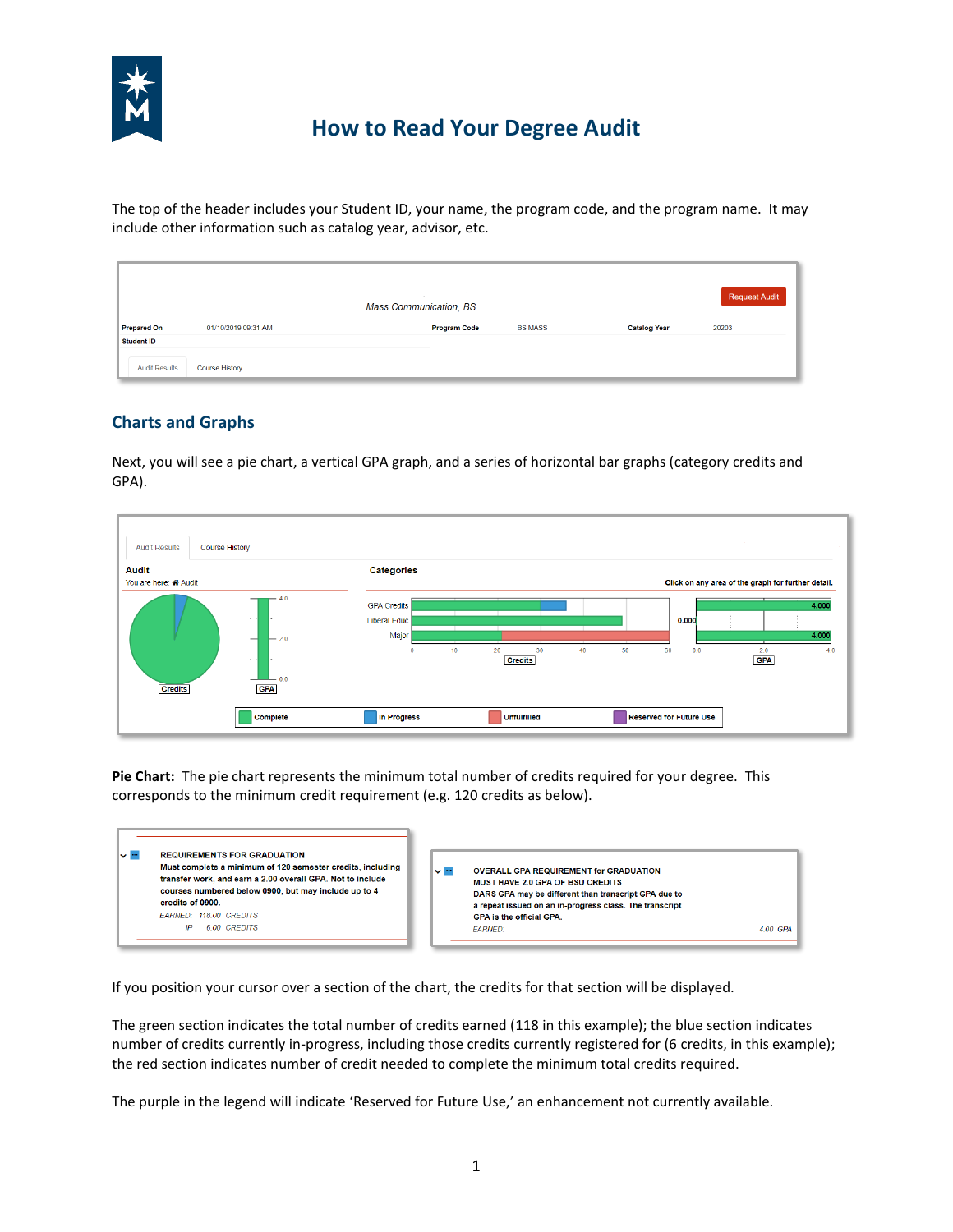# How to Read Your Degree Audit

The top of the header includes your Student ID, your name, the program code, and the program name. It may include other information such as catalog year, advisor, etc.

## Charts and Graphs

Next, you will see a pie chart, a vertical GPA graph, and a series of horizontal bar graphs (category credits and GPA).

**Pie Chart:** The pie chart represents the minimum total number of credits required for your degree. This corresponds to the minimum credit requirement (e.g. 120 credits as below).

If you position your cursor over a section of the chart, the credits for that section will be displayed.

The green section indicates the total number of credits earned (118 in this example); the blue section indicates number of credits currently in-progress, including those credits currently registered for (6 credits, in this example); the red section indicates number of credit needed to complete the minimum total credits required.

The purple in the legend will indicate 'Reserved for Future Use,' an enhancement not currently available.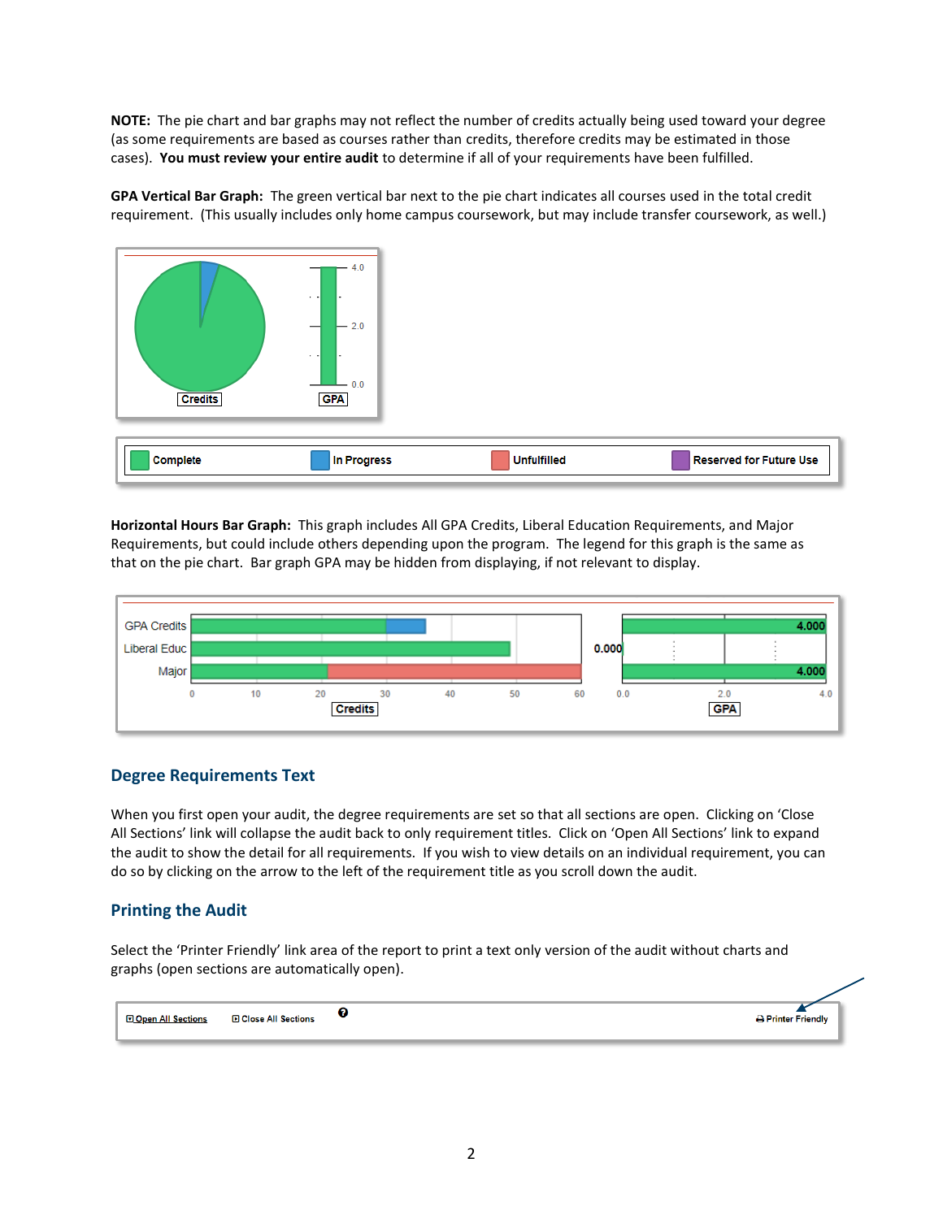**NOTE:** The pie chart and bar graphs may not reflect the number of credits actually being used toward your degree (as some requirements are based as courses rather than credits, therefore credits may be estimated in those cases). **You must review your entire audit** to determine if all of your requirements have been fulfilled.

**GPA Vertical Bar Graph:** The green vertical bar next to the pie chart indicates all courses used in the total credit requirement. (This usually includes only home campus coursework, but may include transfer coursework, as well.)

**Horizontal Hours Bar Graph:** This graph includes All GPA Credits, Liberal Education Requirements, and Major Requirements, but could include others depending upon the program. The legend for this graph is the same as that on the pie chart. Bar graph GPA may be hidden from displaying, if not relevant to display.

## Degree Requirements Text

When you first open your audit, the degree requirements are set so that all sections are open. Clicking on 'Close All Sections' link will collapse the audit back to only requirement titles. Click on 'Open All Sections' link to expand the audit to show the detail for all requirements. If you wish to view details on an individual requirement, you can do so by clicking on the arrow to the left of the requirement title as you scroll down the audit.

## Printing the Audit

Select the 'Printer Friendly' link area of the report to print a text only version of the audit without charts and graphs (open sections are automatically open).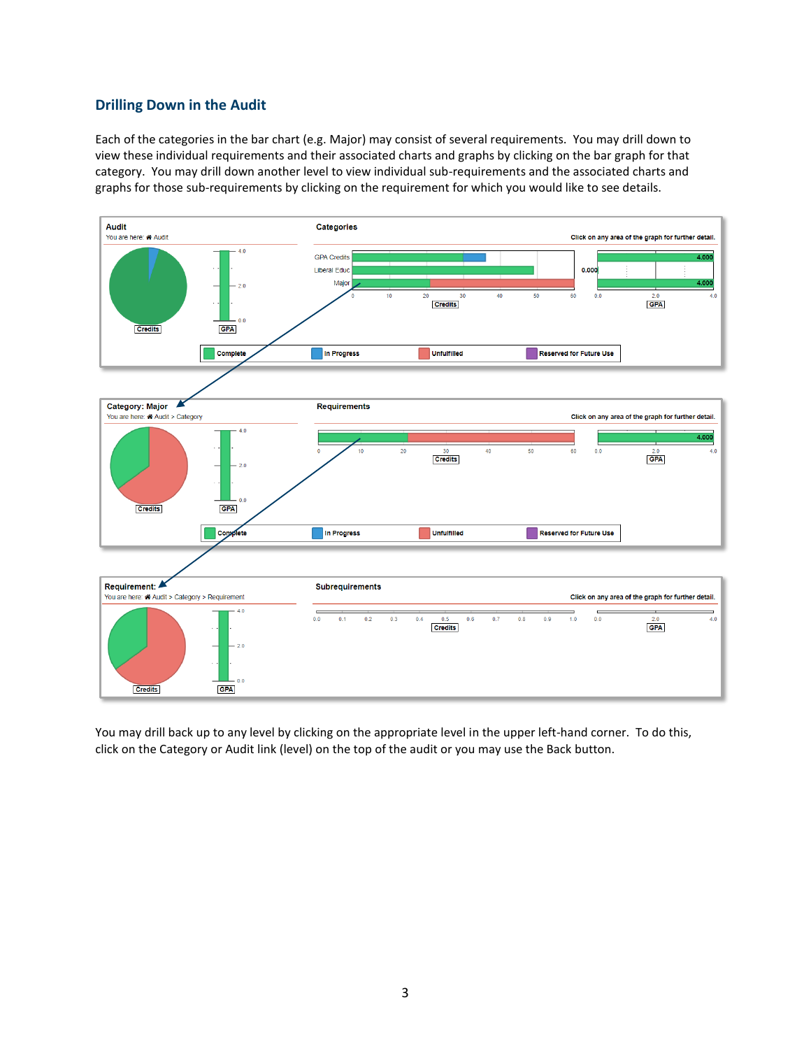## Drilling Down in the Audit

Each of the categories in the bar chart (e.g. Major) may consist of several requirements. You may drill down to view these individual requirements and their associated charts and graphs by clicking on the bar graph for that category. You may drill down another level to view individual sub-requirements and the associated charts and graphs for those sub-requirements by clicking on the requirement for which you would like to see details.

You may drill back up to any level by clicking on the appropriate level in the upper left-hand corner. To do this, click on the Category or Audit link (level) on the top of the audit or you may use the Back button.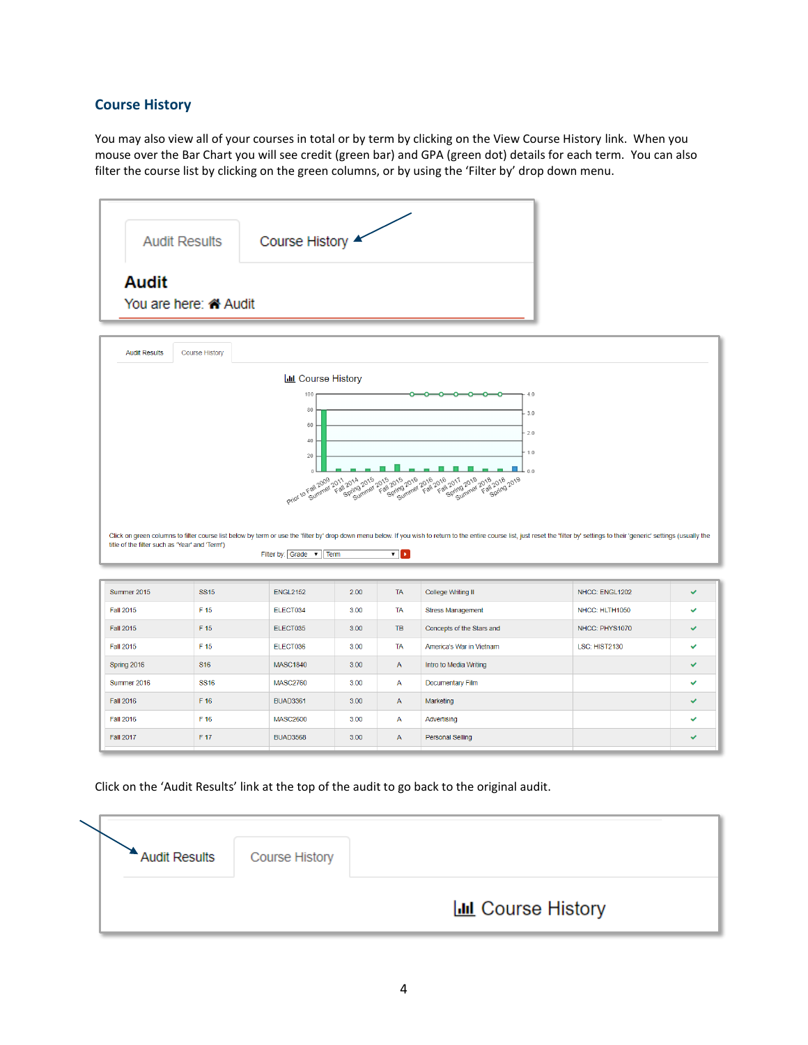## Course History

You may also view all of your courses in total or by term by clicking on the View Course History link. When you mouse over the Bar Chart you will see credit (green bar) and GPA (green dot) details for each term. You can also filter the course list by clicking on the green columns, or by using the 'Filter by' drop down menu.

Audit Results | Course History

**Audit**

You are here: Audit

Audit Results | Course History

Course History

Click on green columns to filter course list below by term or use the 'filter by' drop down menu below. If you wish to return to the entire course list, just reset the 'filter by' settings to their 'generic' settings (usually the title of the filter such as 'Year' and 'Term')

Filter by: Grade | Term

| Summer 2015 | SS15 | ENGL2152 | 2.00 | TA | College Writing II | NHCC: ENGL1202 | ✔ |
|---|---|---|---|---|---|---|---|
| Fall 2015 | F 15 | ELECT034 | 3.00 | TA | Stress Management | NHCC: HLTH1050 | ✔ |
| Fall 2015 | F 15 | ELECT035 | 3.00 | TB | Concepts of the Stars and | NHCC: PHYS1070 | ✔ |
| Fall 2015 | F 15 | ELECT036 | 3.00 | TA | America's War in Vietnam | LSC: HIST2130 | ✔ |
| Spring 2016 | S16 | MASC1840 | 3.00 | A | Intro to Media Writing | | ✔ |
| Summer 2016 | SS16 | MASC2760 | 3.00 | A | Documentary Film | | ✔ |
| Fall 2016 | F 16 | BUAD3361 | 3.00 | A | Marketing | | ✔ |
| Fall 2016 | F 16 | MASC2600 | 3.00 | A | Advertising | | ✔ |
| Fall 2017 | F 17 | BUAD3568 | 3.00 | A | Personal Selling | | ✔ |

Click on the 'Audit Results' link at the top of the audit to go back to the original audit.

Audit Results | Course History

Course History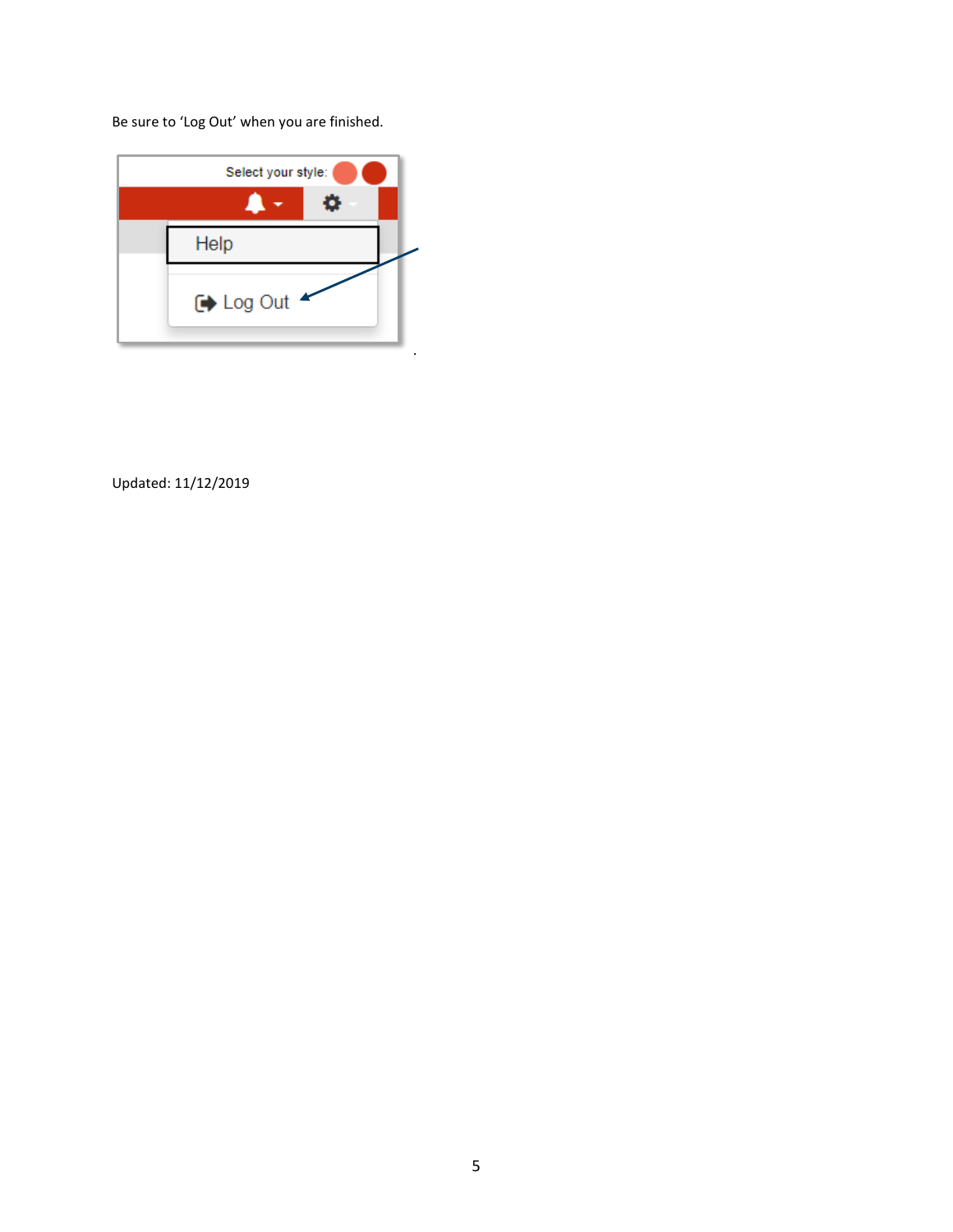Be sure to ‘Log Out’ when you are finished.

Updated: 11/12/2019